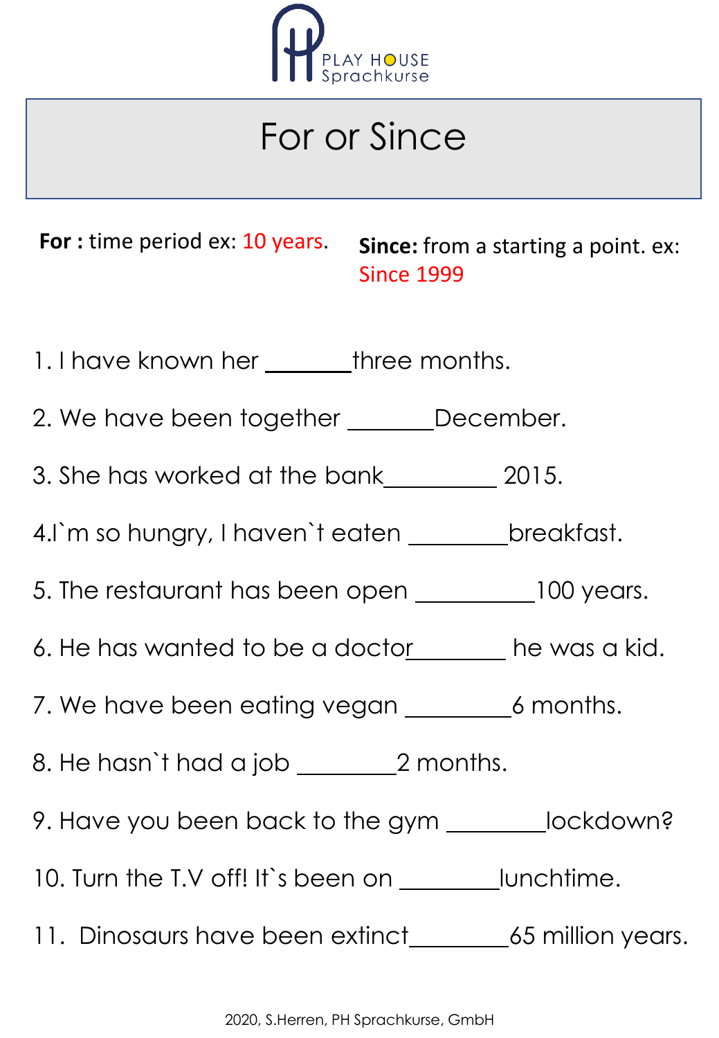PLAY HOUSE Sprachkurse

# For or Since

**For :** time period ex: 10 years.

**Since:** from a starting a point. ex: Since 1999

1. I have known her _______three months.

2. We have been together _______December.

3. She has worked at the bank_________ 2015.

4.I`m so hungry, I haven`t eaten ________breakfast.

5. The restaurant has been open __________100 years.

6. He has wanted to be a doctor________ he was a kid.

7. We have been eating vegan _________6 months.

8. He hasn`t had a job ________2 months.

9. Have you been back to the gym ________lockdown?

10. Turn the T.V off! It`s been on ________lunchtime.

11. Dinosaurs have been extinct________65 million years.

2020, S.Herren, PH Sprachkurse, GmbH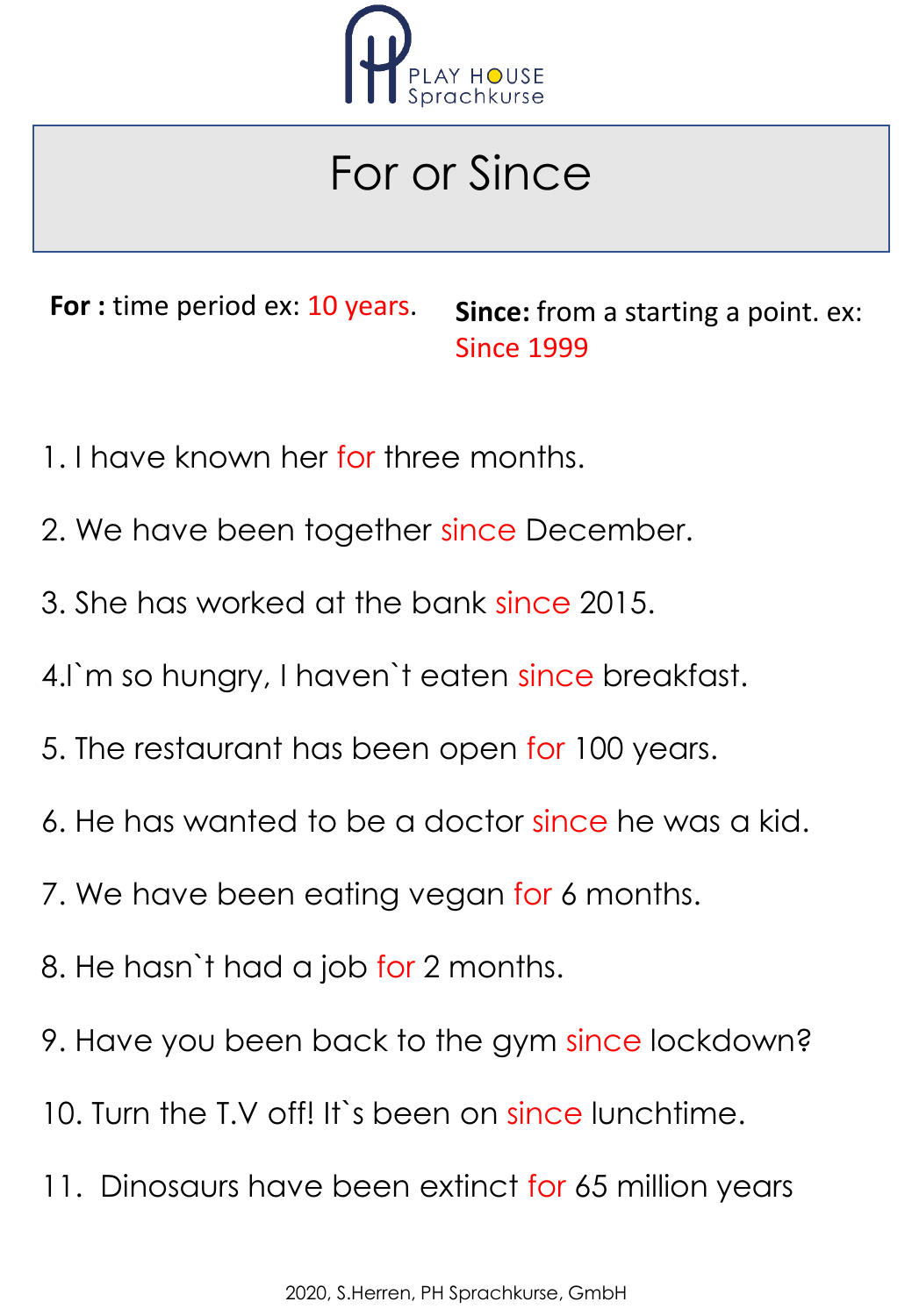PLAY HOUSE Sprachkurse

# For or Since

**For :** time period ex: 10 years.

**Since:** from a starting a point. ex: Since 1999

1. I have known her for three months.
2. We have been together since December.
3. She has worked at the bank since 2015.
4. I`m so hungry, I haven`t eaten since breakfast.
5. The restaurant has been open for 100 years.
6. He has wanted to be a doctor since he was a kid.
7. We have been eating vegan for 6 months.
8. He hasn`t had a job for 2 months.
9. Have you been back to the gym since lockdown?
10. Turn the T.V off! It`s been on since lunchtime.
11. Dinosaurs have been extinct for 65 million years

2020, S.Herren, PH Sprachkurse, GmbH